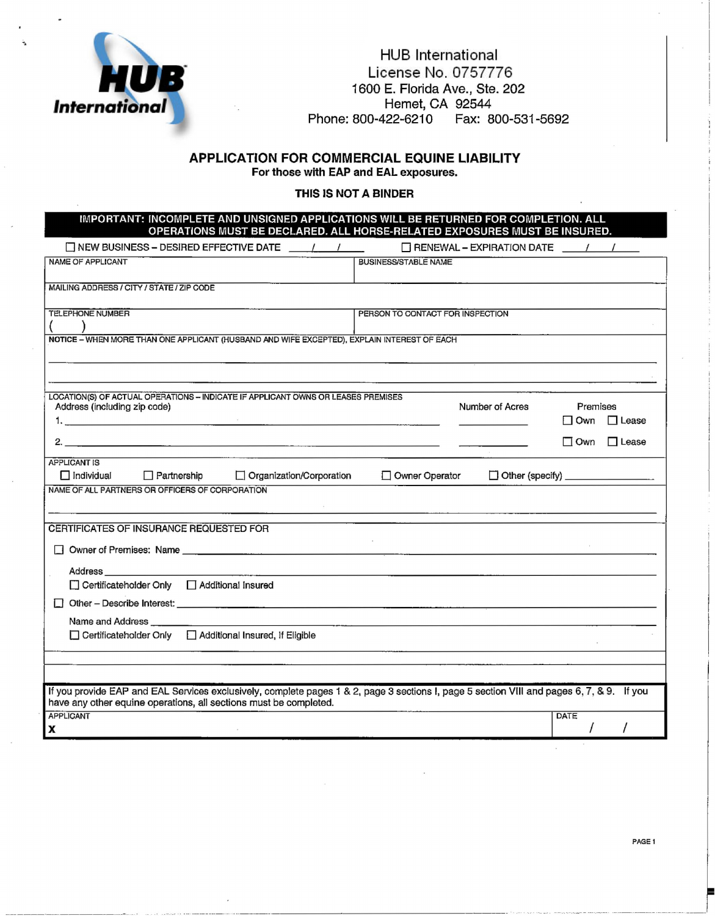HUB International

HUB International
License No. 0757776
1600 E. Florida Ave., Ste. 202
Hemet, CA 92544
Phone: 800-422-6210 Fax: 800-531-5692

# APPLICATION FOR COMMERCIAL EQUINE LIABILITY

**For those with EAP and EAL exposures.**

**THIS IS NOT A BINDER**

**IMPORTANT: INCOMPLETE AND UNSIGNED APPLICATIONS WILL BE RETURNED FOR COMPLETION. ALL OPERATIONS MUST BE DECLARED. ALL HORSE-RELATED EXPOSURES MUST BE INSURED.**

☐ NEW BUSINESS – DESIRED EFFECTIVE DATE ____/____/____ ☐ RENEWAL – EXPIRATION DATE ____/____/____

| NAME OF APPLICANT | BUSINESS/STABLE NAME |
|---|---|
| | |

MAILING ADDRESS / CITY / STATE / ZIP CODE

| TELEPHONE NUMBER | PERSON TO CONTACT FOR INSPECTION |
|---|---|
| ( ) | |

NOTICE – WHEN MORE THAN ONE APPLICANT (HUSBAND AND WIFE EXCEPTED), EXPLAIN INTEREST OF EACH

______________________________________________________________

______________________________________________________________

LOCATION(S) OF ACTUAL OPERATIONS – INDICATE IF APPLICANT OWNS OR LEASES PREMISES

| Address (including zip code) | Number of Acres | Premises |
|---|---|---|
| 1. ______________________ | __________ | ☐ Own ☐ Lease |
| 2. ______________________ | __________ | ☐ Own ☐ Lease |

APPLICANT IS

☐ Individual ☐ Partnership ☐ Organization/Corporation ☐ Owner Operator ☐ Other (specify) __________

NAME OF ALL PARTNERS OR OFFICERS OF CORPORATION

______________________________________________________________

CERTIFICATES OF INSURANCE REQUESTED FOR

☐ Owner of Premises: Name ______________________________________________

Address ______________________________________________

☐ Certificateholder Only ☐ Additional Insured

☐ Other – Describe Interest: ______________________________________________

Name and Address ______________________________________________

☐ Certificateholder Only ☐ Additional Insured, If Eligible

If you provide EAP and EAL Services exclusively, complete pages 1 & 2, page 3 sections I, page 5 section VIII and pages 6, 7, & 9. If you have any other equine operations, all sections must be completed.

| APPLICANT | DATE |
|---|---|
| X | / / |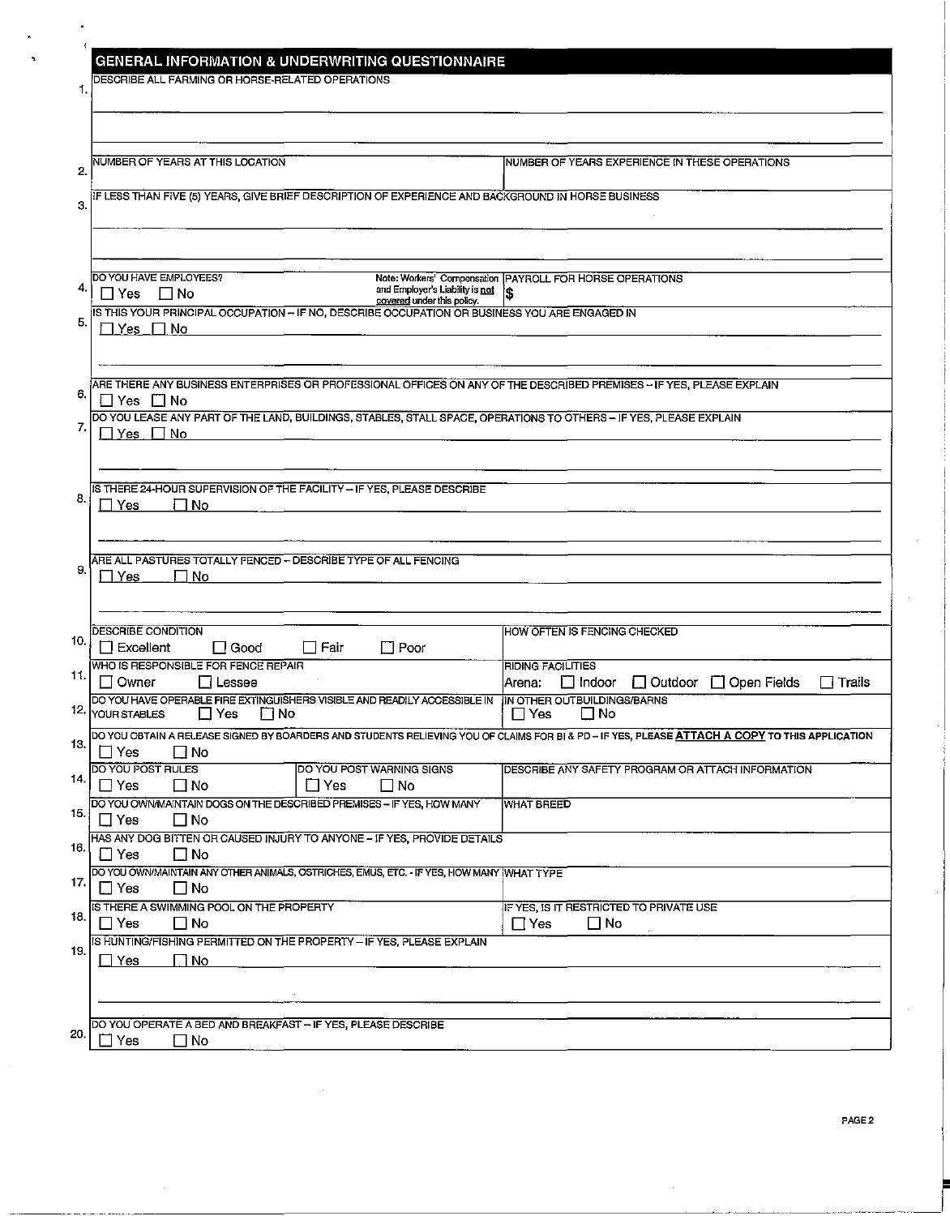## GENERAL INFORMATION & UNDERWRITING QUESTIONNAIRE

1. DESCRIBE ALL FARMING OR HORSE-RELATED OPERATIONS

2. NUMBER OF YEARS AT THIS LOCATION | NUMBER OF YEARS EXPERIENCE IN THESE OPERATIONS

3. IF LESS THAN FIVE (5) YEARS, GIVE BRIEF DESCRIPTION OF EXPERIENCE AND BACKGROUND IN HORSE BUSINESS

4. DO YOU HAVE EMPLOYEES? ☐ Yes ☐ No — Note: Workers' Compensation and Employer's Liability is **not** covered under this policy. | PAYROLL FOR HORSE OPERATIONS $

5. IS THIS YOUR PRINCIPAL OCCUPATION – IF NO, DESCRIBE OCCUPATION OR BUSINESS YOU ARE ENGAGED IN
   ☐ Yes ☐ No

6. ARE THERE ANY BUSINESS ENTERPRISES OR PROFESSIONAL OFFICES ON ANY OF THE DESCRIBED PREMISES – IF YES, PLEASE EXPLAIN
   ☐ Yes ☐ No

7. DO YOU LEASE ANY PART OF THE LAND, BUILDINGS, STABLES, STALL SPACE, OPERATIONS TO OTHERS – IF YES, PLEASE EXPLAIN
   ☐ Yes ☐ No

8. IS THERE 24-HOUR SUPERVISION OF THE FACILITY – IF YES, PLEASE DESCRIBE
   ☐ Yes ☐ No

9. ARE ALL PASTURES TOTALLY FENCED – DESCRIBE TYPE OF ALL FENCING
   ☐ Yes ☐ No

10. DESCRIBE CONDITION ☐ Excellent ☐ Good ☐ Fair ☐ Poor | HOW OFTEN IS FENCING CHECKED

11. WHO IS RESPONSIBLE FOR FENCE REPAIR ☐ Owner ☐ Lessee | RIDING FACILITIES Arena: ☐ Indoor ☐ Outdoor ☐ Open Fields ☐ Trails

12. DO YOU HAVE OPERABLE FIRE EXTINGUISHERS VISIBLE AND READILY ACCESSIBLE IN YOUR STABLES ☐ Yes ☐ No | IN OTHER OUTBUILDINGS/BARNS ☐ Yes ☐ No

13. DO YOU OBTAIN A RELEASE SIGNED BY BOARDERS AND STUDENTS RELIEVING YOU OF CLAIMS FOR BI & PD – IF YES, PLEASE **ATTACH A COPY** TO THIS APPLICATION
    ☐ Yes ☐ No

14. DO YOU POST RULES ☐ Yes ☐ No | DO YOU POST WARNING SIGNS ☐ Yes ☐ No | DESCRIBE ANY SAFETY PROGRAM OR ATTACH INFORMATION

15. DO YOU OWN/MAINTAIN DOGS ON THE DESCRIBED PREMISES – IF YES, HOW MANY ☐ Yes ☐ No | WHAT BREED

16. HAS ANY DOG BITTEN OR CAUSED INJURY TO ANYONE – IF YES, PROVIDE DETAILS
    ☐ Yes ☐ No

17. DO YOU OWN/MAINTAIN ANY OTHER ANIMALS, OSTRICHES, EMUS, ETC. - IF YES, HOW MANY ☐ Yes ☐ No | WHAT TYPE

18. IS THERE A SWIMMING POOL ON THE PROPERTY ☐ Yes ☐ No | IF YES, IS IT RESTRICTED TO PRIVATE USE ☐ Yes ☐ No

19. IS HUNTING/FISHING PERMITTED ON THE PROPERTY – IF YES, PLEASE EXPLAIN
    ☐ Yes ☐ No

20. DO YOU OPERATE A BED AND BREAKFAST – IF YES, PLEASE DESCRIBE
    ☐ Yes ☐ No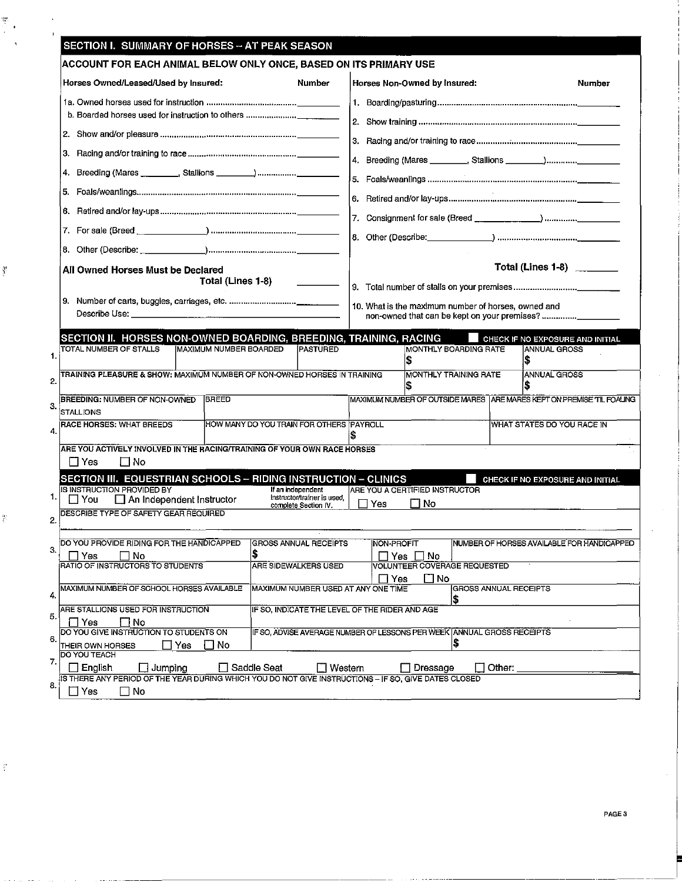## SECTION I. SUMMARY OF HORSES – AT PEAK SEASON

**ACCOUNT FOR EACH ANIMAL BELOW ONLY ONCE, BASED ON ITS PRIMARY USE**

| Horses Owned/Leased/Used by Insured: | Number |
|---|---|
| 1a. Owned horses used for instruction | ______ |
| b. Boarded horses used for instruction to others | ______ |
| 2. Show and/or pleasure | ______ |
| 3. Racing and/or training to race | ______ |
| 4. Breeding (Mares ______, Stallions ______) | ______ |
| 5. Foals/weanlings | ______ |
| 6. Retired and/or lay-ups | ______ |
| 7. For sale (Breed ______________) | ______ |
| 8. Other (Describe: ______________) | ______ |
| **All Owned Horses Must be Declared** — **Total (Lines 1-8)** | ______ |
| 9. Number of carts, buggies, carriages, etc. Describe Use: ______________ | ______ |

| Horses Non-Owned by Insured: | Number |
|---|---|
| 1. Boarding/pasturing | ______ |
| 2. Show training | ______ |
| 3. Racing and/or training to race | ______ |
| 4. Breeding (Mares ______, Stallions ______) | ______ |
| 5. Foals/weanlings | ______ |
| 6. Retired and/or lay-ups | ______ |
| 7. Consignment for sale (Breed ______________) | ______ |
| 8. Other (Describe: ______________) | ______ |
| **Total (Lines 1-8)** | ______ |
| 9. Total number of stalls on your premises | ______ |
| 10. What is the maximum number of horses, owned and non-owned that can be kept on your premises? | ______ |

## SECTION II. HORSES NON-OWNED BOARDING, BREEDING, TRAINING, RACING

☐ CHECK IF NO EXPOSURE AND INITIAL

1. TOTAL NUMBER OF STALLS ______ MAXIMUM NUMBER BOARDED ______ PASTURED ______ MONTHLY BOARDING RATE $ ______ ANNUAL GROSS $ ______
2. TRAINING PLEASURE & SHOW: MAXIMUM NUMBER OF NON-OWNED HORSES IN TRAINING ______ MONTHLY TRAINING RATE $ ______ ANNUAL GROSS $ ______
3. BREEDING: NUMBER OF NON-OWNED STALLIONS ______ BREED ______ MAXIMUM NUMBER OF OUTSIDE MARES ______ ARE MARES KEPT ON PREMISE 'TIL FOALING ______
4. RACE HORSES: WHAT BREEDS ______ HOW MANY DO YOU TRAIN FOR OTHERS ______ PAYROLL $ ______ WHAT STATES DO YOU RACE IN ______

ARE YOU ACTIVELY INVOLVED IN THE RACING/TRAINING OF YOUR OWN RACE HORSES
☐ Yes ☐ No

## SECTION III. EQUESTRIAN SCHOOLS – RIDING INSTRUCTION – CLINICS

☐ CHECK IF NO EXPOSURE AND INITIAL

1. IS INSTRUCTION PROVIDED BY ☐ You ☐ An Independent Instructor — If an independent instructor/trainer is used, complete Section IV. — ARE YOU A CERTIFIED INSTRUCTOR ☐ Yes ☐ No
2. DESCRIBE TYPE OF SAFETY GEAR REQUIRED ______________
3. DO YOU PROVIDE RIDING FOR THE HANDICAPPED ☐ Yes ☐ No — GROSS ANNUAL RECEIPTS $ ______ — NON-PROFIT ☐ Yes ☐ No — NUMBER OF HORSES AVAILABLE FOR HANDICAPPED ______
   RATIO OF INSTRUCTORS TO STUDENTS ______ — ARE SIDEWALKERS USED ______ — VOLUNTEER COVERAGE REQUESTED ☐ Yes ☐ No
4. MAXIMUM NUMBER OF SCHOOL HORSES AVAILABLE ______ — MAXIMUM NUMBER USED AT ANY ONE TIME ______ — GROSS ANNUAL RECEIPTS $ ______
5. ARE STALLIONS USED FOR INSTRUCTION ☐ Yes ☐ No — IF SO, INDICATE THE LEVEL OF THE RIDER AND AGE ______
6. DO YOU GIVE INSTRUCTION TO STUDENTS ON THEIR OWN HORSES ☐ Yes ☐ No — IF SO, ADVISE AVERAGE NUMBER OF LESSONS PER WEEK ______ — ANNUAL GROSS RECEIPTS $ ______
7. DO YOU TEACH ☐ English ☐ Jumping ☐ Saddle Seat ☐ Western ☐ Dressage ☐ Other: ______
8. IS THERE ANY PERIOD OF THE YEAR DURING WHICH YOU DO NOT GIVE INSTRUCTIONS – IF SO, GIVE DATES CLOSED
   ☐ Yes ☐ No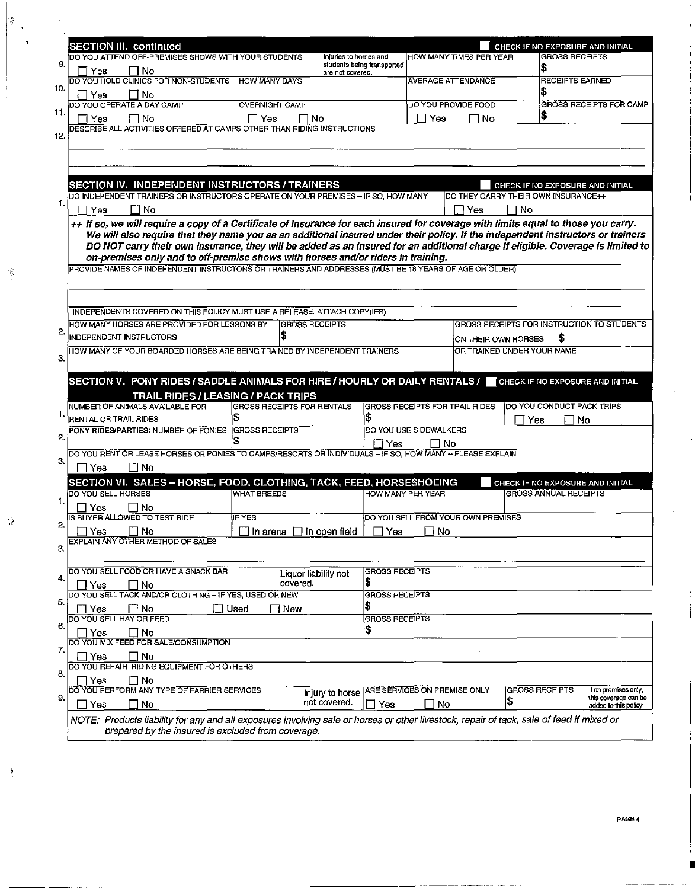## SECTION III. continued

☐ CHECK IF NO EXPOSURE AND INITIAL

9. DO YOU ATTEND OFF-PREMISES SHOWS WITH YOUR STUDENTS ☐ Yes ☐ No — Injuries to horses and students being transported are not covered. — HOW MANY TIMES PER YEAR — GROSS RECEIPTS $

10. DO YOU HOLD CLINICS FOR NON-STUDENTS ☐ Yes ☐ No — HOW MANY DAYS — AVERAGE ATTENDANCE — RECEIPTS EARNED $

11. DO YOU OPERATE A DAY CAMP ☐ Yes ☐ No — OVERNIGHT CAMP ☐ Yes ☐ No — DO YOU PROVIDE FOOD ☐ Yes ☐ No — GROSS RECEIPTS FOR CAMP $

12. DESCRIBE ALL ACTIVITIES OFFERED AT CAMPS OTHER THAN RIDING INSTRUCTIONS

## SECTION IV. INDEPENDENT INSTRUCTORS / TRAINERS

☐ CHECK IF NO EXPOSURE AND INITIAL

1. DO INDEPENDENT TRAINERS OR INSTRUCTORS OPERATE ON YOUR PREMISES – IF SO, HOW MANY ☐ Yes ☐ No — DO THEY CARRY THEIR OWN INSURANCE++ ☐ Yes ☐ No

*++ If so, we will require a copy of a Certificate of Insurance for each insured for coverage with limits equal to those you carry. We will also require that they name you as an additional insured under their policy. If the independent instructors or trainers DO NOT carry their own insurance, they will be added as an insured for an additional charge if eligible. Coverage is limited to on-premises only and to off-premise shows with horses and/or riders in training.*

PROVIDE NAMES OF INDEPENDENT INSTRUCTORS OR TRAINERS AND ADDRESSES (MUST BE 18 YEARS OF AGE OR OLDER)

INDEPENDENTS COVERED ON THIS POLICY MUST USE A RELEASE. ATTACH COPY(IES).

2. HOW MANY HORSES ARE PROVIDED FOR LESSONS BY INDEPENDENT INSTRUCTORS — GROSS RECEIPTS $ — GROSS RECEIPTS FOR INSTRUCTION TO STUDENTS ON THEIR OWN HORSES $

3. HOW MANY OF YOUR BOARDED HORSES ARE BEING TRAINED BY INDEPENDENT TRAINERS — OR TRAINED UNDER YOUR NAME

## SECTION V. PONY RIDES / SADDLE ANIMALS FOR HIRE / HOURLY OR DAILY RENTALS / TRAIL RIDES / LEASING / PACK TRIPS

☐ CHECK IF NO EXPOSURE AND INITIAL

1. NUMBER OF ANIMALS AVAILABLE FOR RENTAL OR TRAIL RIDES — GROSS RECEIPTS FOR RENTALS $ — GROSS RECEIPTS FOR TRAIL RIDES $ — DO YOU CONDUCT PACK TRIPS ☐ Yes ☐ No

2. PONY RIDES/PARTIES: NUMBER OF PONIES — GROSS RECEIPTS $ — DO YOU USE SIDEWALKERS ☐ Yes ☐ No

3. DO YOU RENT OR LEASE HORSES OR PONIES TO CAMPS/RESORTS OR INDIVIDUALS – IF SO, HOW MANY – PLEASE EXPLAIN ☐ Yes ☐ No

## SECTION VI. SALES – HORSE, FOOD, CLOTHING, TACK, FEED, HORSESHOEING

☐ CHECK IF NO EXPOSURE AND INITIAL

1. DO YOU SELL HORSES ☐ Yes ☐ No — WHAT BREEDS — HOW MANY PER YEAR — GROSS ANNUAL RECEIPTS

2. IS BUYER ALLOWED TO TEST RIDE ☐ Yes ☐ No — IF YES ☐ In arena ☐ In open field — DO YOU SELL FROM YOUR OWN PREMISES ☐ Yes ☐ No

3. EXPLAIN ANY OTHER METHOD OF SALES

4. DO YOU SELL FOOD OR HAVE A SNACK BAR ☐ Yes ☐ No — Liquor liability not covered. — GROSS RECEIPTS $

5. DO YOU SELL TACK AND/OR CLOTHING – IF YES, USED OR NEW ☐ Yes ☐ No ☐ Used ☐ New — GROSS RECEIPTS $

6. DO YOU SELL HAY OR FEED ☐ Yes ☐ No — GROSS RECEIPTS $

7. DO YOU MIX FEED FOR SALE/CONSUMPTION ☐ Yes ☐ No

8. DO YOU REPAIR RIDING EQUIPMENT FOR OTHERS ☐ Yes ☐ No

9. DO YOU PERFORM ANY TYPE OF FARRIER SERVICES ☐ Yes ☐ No — Injury to horse not covered. — ARE SERVICES ON PREMISE ONLY ☐ Yes ☐ No — GROSS RECEIPTS $ — If on premises only, this coverage can be added to this policy.

*NOTE: Products liability for any and all exposures involving sale or horses or other livestock, repair of tack, sale of feed if mixed or prepared by the insured is excluded from coverage.*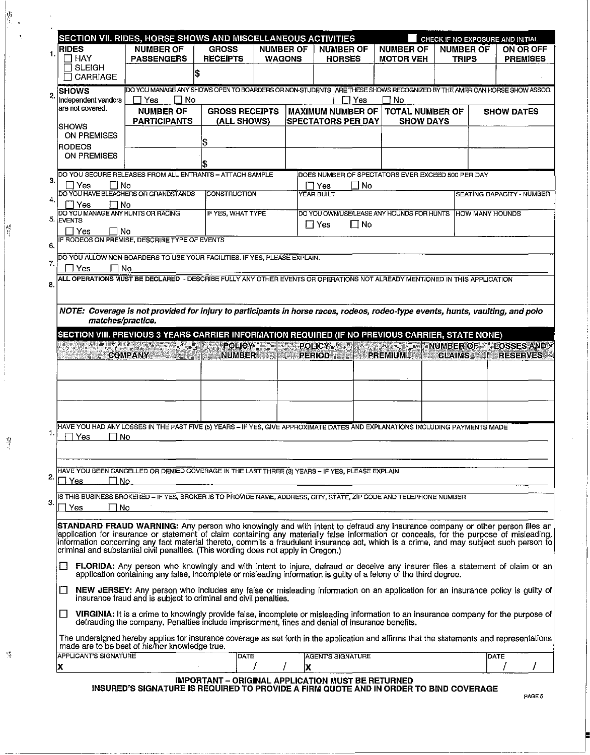## SECTION VII. RIDES, HORSE SHOWS AND MISCELLANEOUS ACTIVITIES

☐ CHECK IF NO EXPOSURE AND INITIAL

1.

| RIDES | NUMBER OF PASSENGERS | GROSS RECEIPTS | NUMBER OF WAGONS | NUMBER OF HORSES | NUMBER OF MOTOR VEH | NUMBER OF TRIPS | ON OR OFF PREMISES |
|---|---|---|---|---|---|---|---|
| ☐ HAY<br>☐ SLEIGH<br>☐ CARRIAGE | | $ | | | | | |

2. **SHOWS**

Independent vendors are not covered.

DO YOU MANAGE ANY SHOWS OPEN TO BOARDERS OR NON-STUDENTS ☐ Yes ☐ No

ARE THESE SHOWS RECOGNIZED BY THE AMERICAN HORSE SHOW ASSOC. ☐ Yes ☐ No

| | NUMBER OF PARTICIPANTS | GROSS RECEIPTS (ALL SHOWS) | MAXIMUM NUMBER OF SPECTATORS PER DAY | TOTAL NUMBER OF SHOW DAYS | SHOW DATES |
|---|---|---|---|---|---|
| SHOWS ON PREMISES | | $ | | | |
| RODEOS ON PREMISES | | $ | | | |

3. DO YOU SECURE RELEASES FROM ALL ENTRANTS – ATTACH SAMPLE ☐ Yes ☐ No

DOES NUMBER OF SPECTATORS EVER EXCEED 500 PER DAY ☐ Yes ☐ No

4. DO YOU HAVE BLEACHERS OR GRANDSTANDS ☐ Yes ☐ No

CONSTRUCTION

YEAR BUILT

SEATING CAPACITY - NUMBER

5. DO YOU MANAGE ANY HUNTS OR RACING EVENTS ☐ Yes ☐ No

IF YES, WHAT TYPE

DO YOU OWN/USE/LEASE ANY HOUNDS FOR HUNTS ☐ Yes ☐ No

HOW MANY HOUNDS

6. IF RODEOS ON PREMISE, DESCRIBE TYPE OF EVENTS

7. DO YOU ALLOW NON-BOARDERS TO USE YOUR FACILITIES. IF YES, PLEASE EXPLAIN.

☐ Yes ☐ No

8. ALL OPERATIONS MUST BE DECLARED - DESCRIBE FULLY ANY OTHER EVENTS OR OPERATIONS NOT ALREADY MENTIONED IN THIS APPLICATION

***NOTE: Coverage is not provided for injury to participants in horse races, rodeos, rodeo-type events, hunts, vaulting, and polo matches/practice.***

## SECTION VIII. PREVIOUS 3 YEARS CARRIER INFORMATION REQUIRED (IF NO PREVIOUS CARRIER, STATE NONE)

| COMPANY | POLICY NUMBER | POLICY PERIOD | PREMIUM | NUMBER OF CLAIMS | LOSSES AND RESERVES |
|---|---|---|---|---|---|
| | | | | | |
| | | | | | |
| | | | | | |

1. HAVE YOU HAD ANY LOSSES IN THE PAST FIVE (5) YEARS – IF YES, GIVE APPROXIMATE DATES AND EXPLANATIONS INCLUDING PAYMENTS MADE

☐ Yes ☐ No

2. HAVE YOU BEEN CANCELLED OR DENIED COVERAGE IN THE LAST THREE (3) YEARS – IF YES, PLEASE EXPLAIN

☐ Yes ☐ No

3. IS THIS BUSINESS BROKERED – IF YES, BROKER IS TO PROVIDE NAME, ADDRESS, CITY, STATE, ZIP CODE AND TELEPHONE NUMBER

☐ Yes ☐ No

**STANDARD FRAUD WARNING:** Any person who knowingly and with intent to defraud any insurance company or other person files an application for insurance or statement of claim containing any materially false information or conceals, for the purpose of misleading, information concerning any fact material thereto, commits a fraudulent insurance act, which is a crime, and may subject such person to criminal and substantial civil penalties. (This wording does not apply in Oregon.)

☐ **FLORIDA:** Any person who knowingly and with intent to injure, defraud or deceive any insurer files a statement of claim or an application containing any false, incomplete or misleading information is guilty of a felony of the third degree.

☐ **NEW JERSEY:** Any person who includes any false or misleading information on an application for an insurance policy is guilty of insurance fraud and is subject to criminal and civil penalties.

☐ **VIRGINIA:** It is a crime to knowingly provide false, incomplete or misleading information to an insurance company for the purpose of defrauding the company. Penalties include imprisonment, fines and denial of insurance benefits.

The undersigned hereby applies for insurance coverage as set forth in the application and affirms that the statements and representations made are to be best of his/her knowledge true.

| APPLICANT'S SIGNATURE | DATE | AGENT'S SIGNATURE | DATE |
|---|---|---|---|
| X | / / | X | / / |

**IMPORTANT – ORIGINAL APPLICATION MUST BE RETURNED**
**INSURED'S SIGNATURE IS REQUIRED TO PROVIDE A FIRM QUOTE AND IN ORDER TO BIND COVERAGE**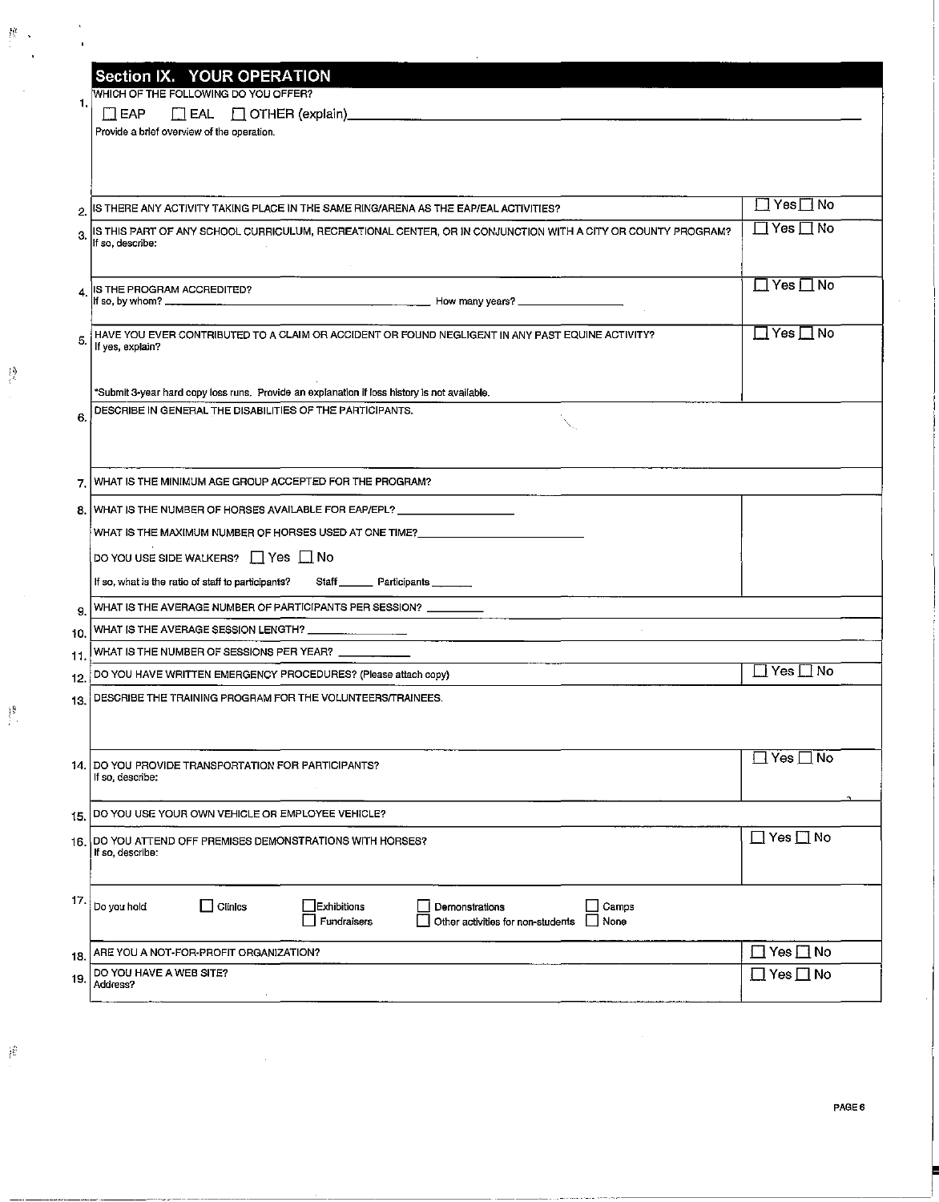## Section IX. YOUR OPERATION

1. WHICH OF THE FOLLOWING DO YOU OFFER?

   ☐ EAP ☐ EAL ☐ OTHER (explain)\_\_\_\_\_\_\_\_\_\_\_\_\_\_\_\_\_\_\_\_

   Provide a brief overview of the operation.

2. IS THERE ANY ACTIVITY TAKING PLACE IN THE SAME RING/ARENA AS THE EAP/EAL ACTIVITIES? ☐ Yes ☐ No

3. IS THIS PART OF ANY SCHOOL CURRICULUM, RECREATIONAL CENTER, OR IN CONJUNCTION WITH A CITY OR COUNTY PROGRAM? ☐ Yes ☐ No

   If so, describe:

4. IS THE PROGRAM ACCREDITED? ☐ Yes ☐ No

   If so, by whom? \_\_\_\_\_\_\_\_\_\_\_\_\_\_\_\_\_\_\_\_ How many years? \_\_\_\_\_\_\_\_\_\_

5. HAVE YOU EVER CONTRIBUTED TO A CLAIM OR ACCIDENT OR FOUND NEGLIGENT IN ANY PAST EQUINE ACTIVITY? ☐ Yes ☐ No

   If yes, explain?

   *Submit 3-year hard copy loss runs. Provide an explanation if loss history is not available.

6. DESCRIBE IN GENERAL THE DISABILITIES OF THE PARTICIPANTS.

7. WHAT IS THE MINIMUM AGE GROUP ACCEPTED FOR THE PROGRAM?

8. WHAT IS THE NUMBER OF HORSES AVAILABLE FOR EAP/EPL? \_\_\_\_\_\_\_\_\_\_

   WHAT IS THE MAXIMUM NUMBER OF HORSES USED AT ONE TIME? \_\_\_\_\_\_\_\_\_\_

   DO YOU USE SIDE WALKERS? ☐ Yes ☐ No

   If so, what is the ratio of staff to participants? Staff \_\_\_\_\_\_ Participants \_\_\_\_\_\_

9. WHAT IS THE AVERAGE NUMBER OF PARTICIPANTS PER SESSION? \_\_\_\_\_\_\_\_\_\_

10. WHAT IS THE AVERAGE SESSION LENGTH? \_\_\_\_\_\_\_\_\_\_

11. WHAT IS THE NUMBER OF SESSIONS PER YEAR? \_\_\_\_\_\_\_\_\_\_

12. DO YOU HAVE WRITTEN EMERGENCY PROCEDURES? (Please attach copy) ☐ Yes ☐ No

13. DESCRIBE THE TRAINING PROGRAM FOR THE VOLUNTEERS/TRAINEES.

14. DO YOU PROVIDE TRANSPORTATION FOR PARTICIPANTS? ☐ Yes ☐ No

    If so, describe:

15. DO YOU USE YOUR OWN VEHICLE OR EMPLOYEE VEHICLE?

16. DO YOU ATTEND OFF PREMISES DEMONSTRATIONS WITH HORSES? ☐ Yes ☐ No

    If so, describe:

17. Do you hold ☐ Clinics ☐ Exhibitions ☐ Fundraisers ☐ Demonstrations ☐ Other activities for non-students ☐ Camps ☐ None

18. ARE YOU A NOT-FOR-PROFIT ORGANIZATION? ☐ Yes ☐ No

19. DO YOU HAVE A WEB SITE? ☐ Yes ☐ No

    Address?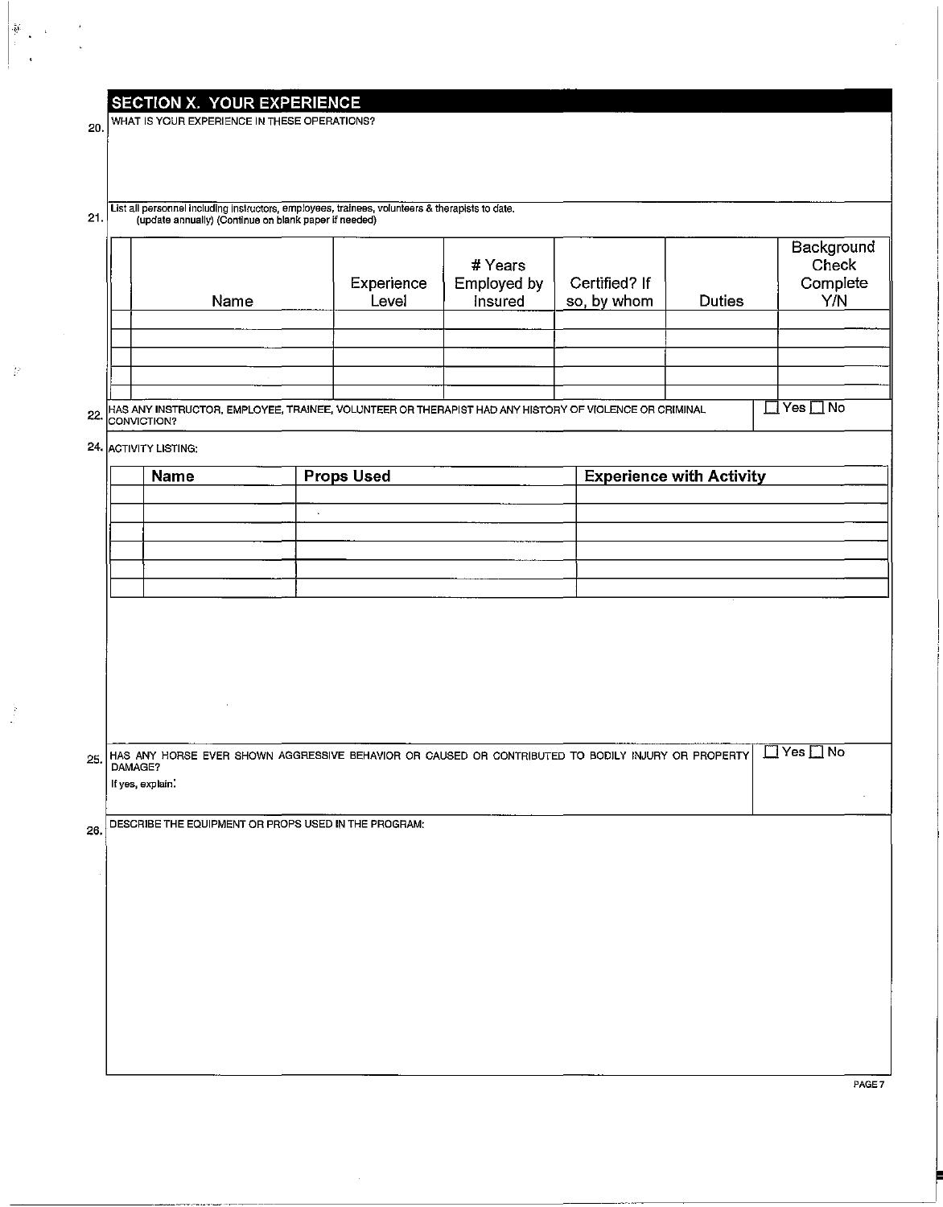## SECTION X. YOUR EXPERIENCE

20. WHAT IS YOUR EXPERIENCE IN THESE OPERATIONS?

21. List all personnel including instructors, employees, trainees, volunteers & therapists to date. (update annually) (Continue on blank paper if needed)

| | Name | Experience Level | # Years Employed by Insured | Certified? If so, by whom | Duties | Background Check Complete Y/N |
|---|---|---|---|---|---|---|
| | | | | | | |
| | | | | | | |
| | | | | | | |
| | | | | | | |

22. HAS ANY INSTRUCTOR, EMPLOYEE, TRAINEE, VOLUNTEER OR THERAPIST HAD ANY HISTORY OF VIOLENCE OR CRIMINAL CONVICTION? ☐ Yes ☐ No

24. ACTIVITY LISTING:

| | Name | Props Used | Experience with Activity |
|---|---|---|---|
| | | | |
| | | | |
| | | | |
| | | | |
| | | | |
| | | | |

25. HAS ANY HORSE EVER SHOWN AGGRESSIVE BEHAVIOR OR CAUSED OR CONTRIBUTED TO BODILY INJURY OR PROPERTY DAMAGE? ☐ Yes ☐ No

If yes, explain:

26. DESCRIBE THE EQUIPMENT OR PROPS USED IN THE PROGRAM: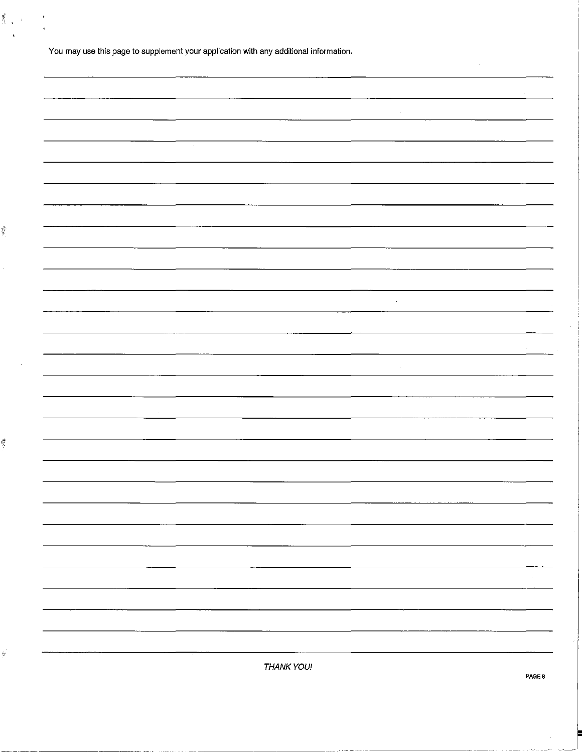You may use this page to supplement your application with any additional information.

*THANK YOU!*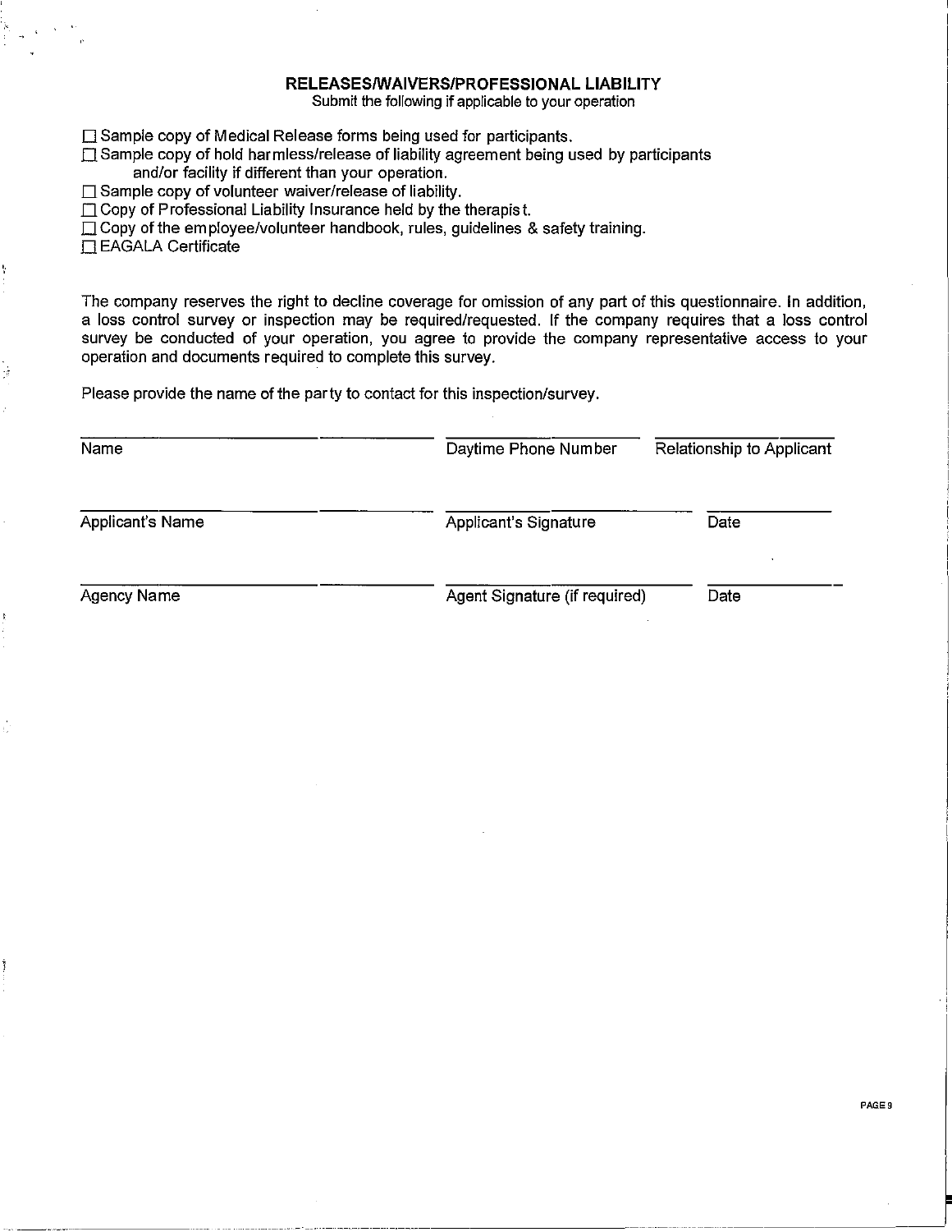## RELEASES/WAIVERS/PROFESSIONAL LIABILITY

Submit the following if applicable to your operation

- ☐ Sample copy of Medical Release forms being used for participants.
- ☐ Sample copy of hold harmless/release of liability agreement being used by participants and/or facility if different than your operation.
- ☐ Sample copy of volunteer waiver/release of liability.
- ☐ Copy of Professional Liability Insurance held by the therapist.
- ☐ Copy of the employee/volunteer handbook, rules, guidelines & safety training.
- ☐ EAGALA Certificate

The company reserves the right to decline coverage for omission of any part of this questionnaire. In addition, a loss control survey or inspection may be required/requested. If the company requires that a loss control survey be conducted of your operation, you agree to provide the company representative access to your operation and documents required to complete this survey.

Please provide the name of the party to contact for this inspection/survey.

| | | |
|---|---|---|
| Name | Daytime Phone Number | Relationship to Applicant |
| Applicant's Name | Applicant's Signature | Date |
| Agency Name | Agent Signature (if required) | Date |